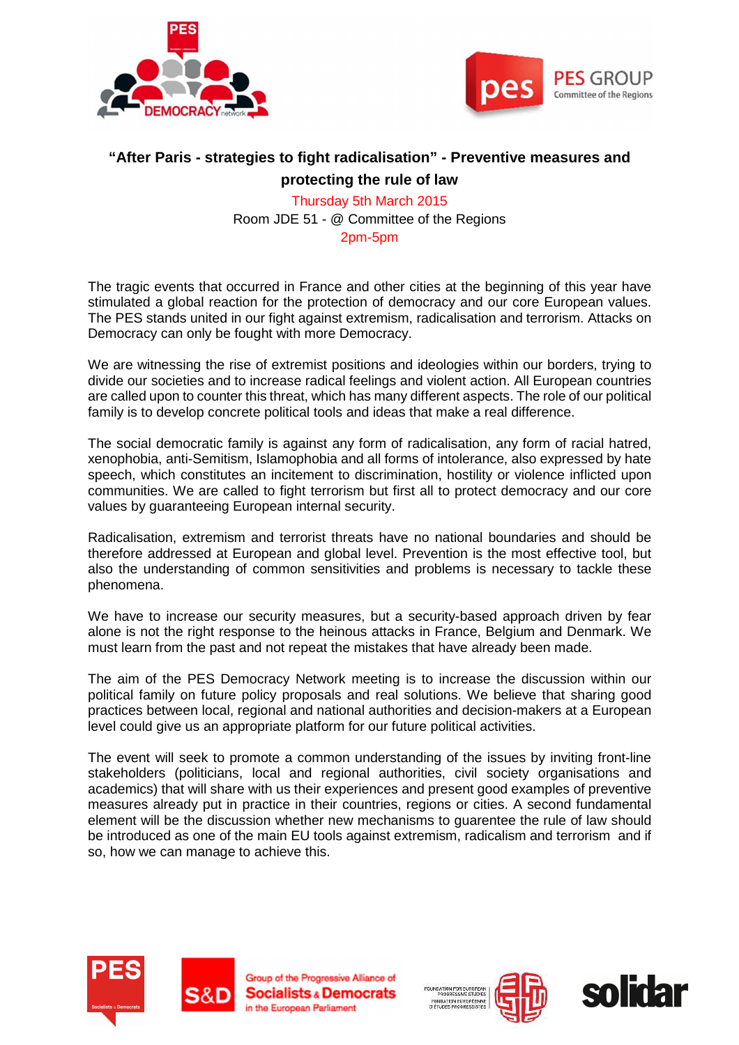# "After Paris - strategies to fight radicalisation" - Preventive measures and protecting the rule of law

Thursday 5th March 2015
Room JDE 51 - @ Committee of the Regions
2pm-5pm

The tragic events that occurred in France and other cities at the beginning of this year have stimulated a global reaction for the protection of democracy and our core European values. The PES stands united in our fight against extremism, radicalisation and terrorism. Attacks on Democracy can only be fought with more Democracy.

We are witnessing the rise of extremist positions and ideologies within our borders, trying to divide our societies and to increase radical feelings and violent action. All European countries are called upon to counter this threat, which has many different aspects. The role of our political family is to develop concrete political tools and ideas that make a real difference.

The social democratic family is against any form of radicalisation, any form of racial hatred, xenophobia, anti-Semitism, Islamophobia and all forms of intolerance, also expressed by hate speech, which constitutes an incitement to discrimination, hostility or violence inflicted upon communities. We are called to fight terrorism but first all to protect democracy and our core values by guaranteeing European internal security.

Radicalisation, extremism and terrorist threats have no national boundaries and should be therefore addressed at European and global level. Prevention is the most effective tool, but also the understanding of common sensitivities and problems is necessary to tackle these phenomena.

We have to increase our security measures, but a security-based approach driven by fear alone is not the right response to the heinous attacks in France, Belgium and Denmark. We must learn from the past and not repeat the mistakes that have already been made.

The aim of the PES Democracy Network meeting is to increase the discussion within our political family on future policy proposals and real solutions. We believe that sharing good practices between local, regional and national authorities and decision-makers at a European level could give us an appropriate platform for our future political activities.

The event will seek to promote a common understanding of the issues by inviting front-line stakeholders (politicians, local and regional authorities, civil society organisations and academics) that will share with us their experiences and present good examples of preventive measures already put in practice in their countries, regions or cities. A second fundamental element will be the discussion whether new mechanisms to guarentee the rule of law should be introduced as one of the main EU tools against extremism, radicalism and terrorism and if so, how we can manage to achieve this.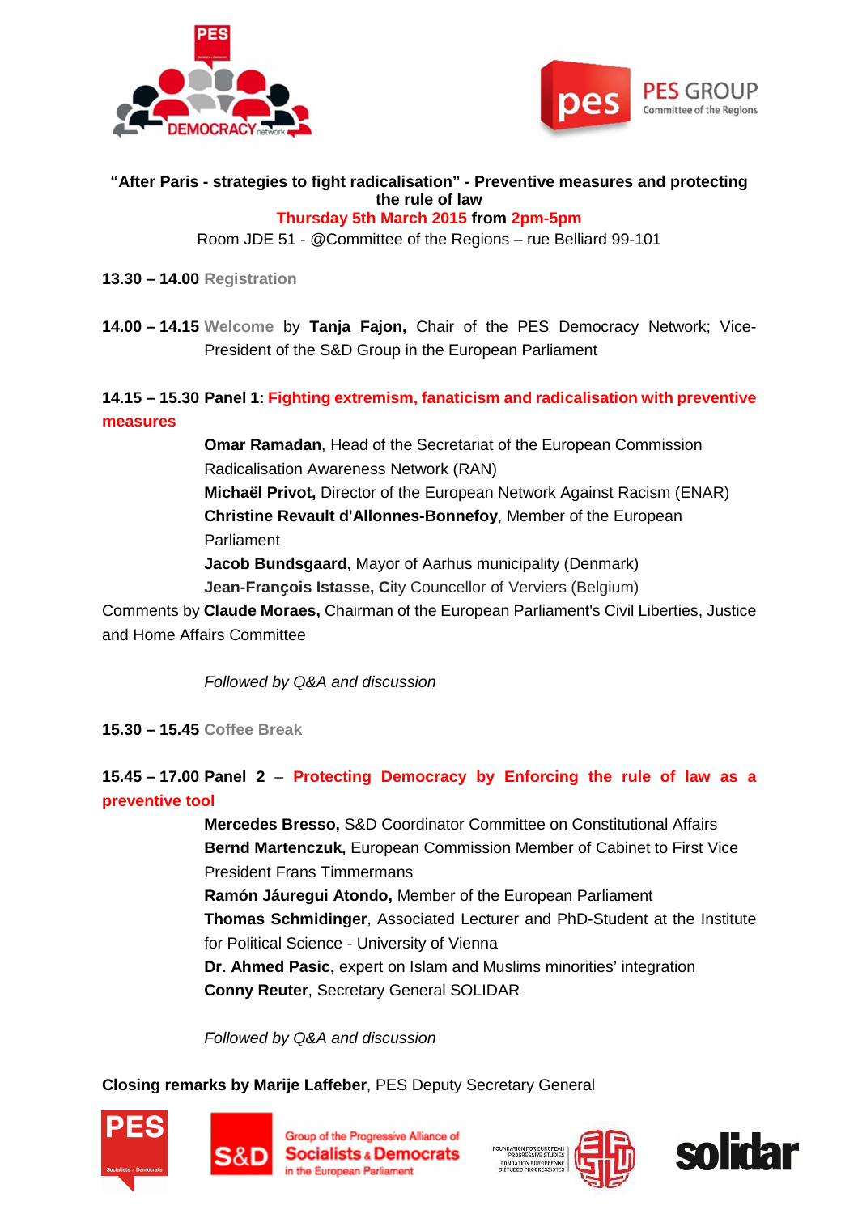**"After Paris - strategies to fight radicalisation" - Preventive measures and protecting the rule of law**

**Thursday 5th March 2015 from 2pm-5pm**

Room JDE 51 - @Committee of the Regions – rue Belliard 99-101

**13.30 – 14.00** Registration

**14.00 – 14.15** Welcome by **Tanja Fajon,** Chair of the PES Democracy Network; Vice-President of the S&D Group in the European Parliament

**14.15 – 15.30 Panel 1: Fighting extremism, fanaticism and radicalisation with preventive measures**

**Omar Ramadan**, Head of the Secretariat of the European Commission Radicalisation Awareness Network (RAN)
**Michaël Privot,** Director of the European Network Against Racism (ENAR)
**Christine Revault d'Allonnes-Bonnefoy**, Member of the European Parliament
**Jacob Bundsgaard,** Mayor of Aarhus municipality (Denmark)
**Jean-François Istasse, C**ity Councellor of Verviers (Belgium)

Comments by **Claude Moraes,** Chairman of the European Parliament's Civil Liberties, Justice and Home Affairs Committee

*Followed by Q&A and discussion*

**15.30 – 15.45** Coffee Break

**15.45 – 17.00 Panel 2** – **Protecting Democracy by Enforcing the rule of law as a preventive tool**

**Mercedes Bresso,** S&D Coordinator Committee on Constitutional Affairs
**Bernd Martenczuk,** European Commission Member of Cabinet to First Vice President Frans Timmermans
**Ramón Jáuregui Atondo,** Member of the European Parliament
**Thomas Schmidinger**, Associated Lecturer and PhD-Student at the Institute for Political Science - University of Vienna
**Dr. Ahmed Pasic,** expert on Islam and Muslims minorities' integration
**Conny Reuter**, Secretary General SOLIDAR

*Followed by Q&A and discussion*

**Closing remarks by Marije Laffeber**, PES Deputy Secretary General